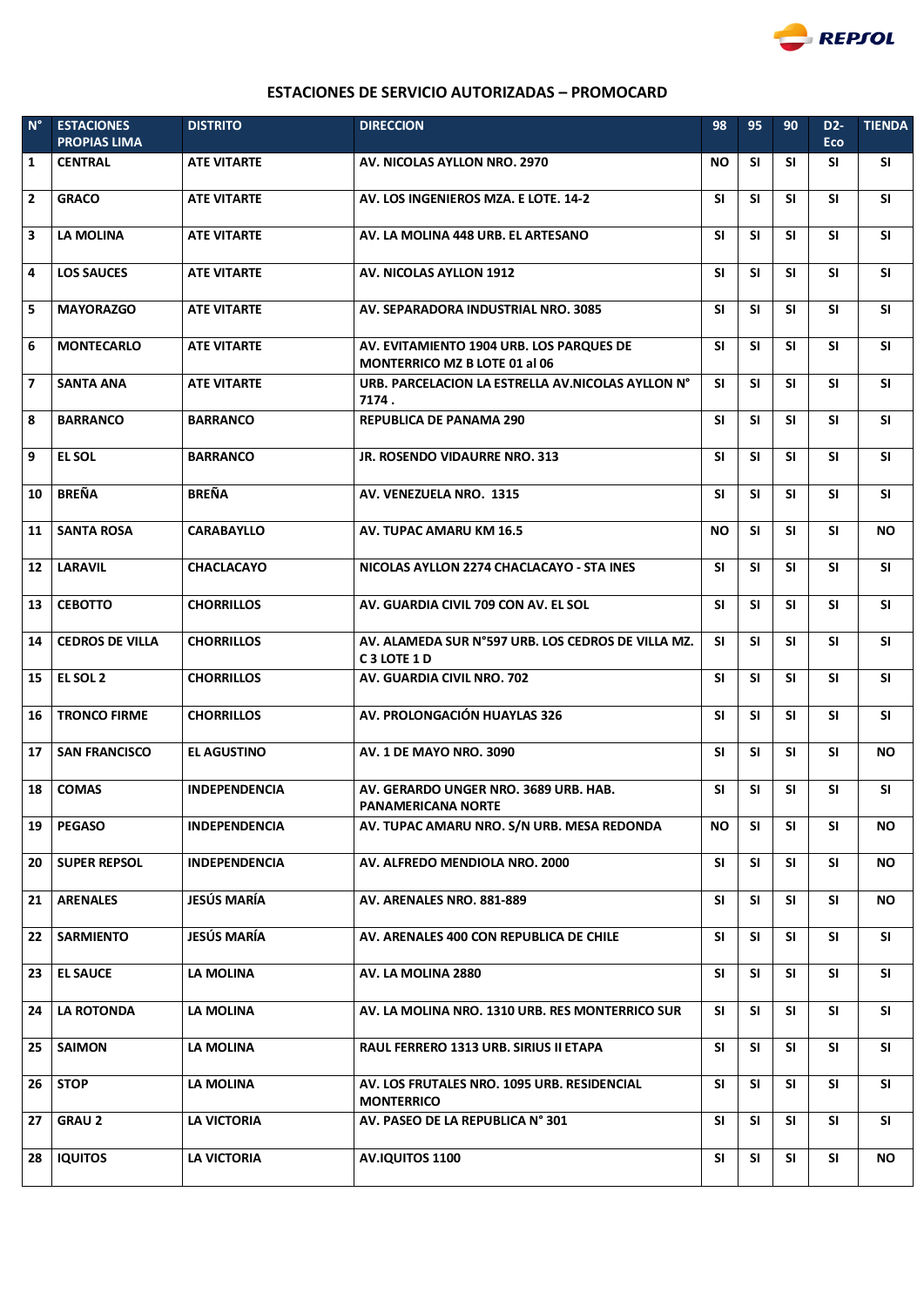## ESTACIONES DE SERVICIO AUTORIZADAS – PROMOCARD

| N° | ESTACIONES PROPIAS LIMA | DISTRITO | DIRECCION | 98 | 95 | 90 | D2-Eco | TIENDA |
|---|---|---|---|---|---|---|---|---|
| 1 | CENTRAL | ATE VITARTE | AV. NICOLAS AYLLON NRO. 2970 | NO | SI | SI | SI | SI |
| 2 | GRACO | ATE VITARTE | AV. LOS INGENIEROS MZA. E LOTE. 14-2 | SI | SI | SI | SI | SI |
| 3 | LA MOLINA | ATE VITARTE | AV. LA MOLINA 448 URB. EL ARTESANO | SI | SI | SI | SI | SI |
| 4 | LOS SAUCES | ATE VITARTE | AV. NICOLAS AYLLON 1912 | SI | SI | SI | SI | SI |
| 5 | MAYORAZGO | ATE VITARTE | AV. SEPARADORA INDUSTRIAL NRO. 3085 | SI | SI | SI | SI | SI |
| 6 | MONTECARLO | ATE VITARTE | AV. EVITAMIENTO 1904 URB. LOS PARQUES DE MONTERRICO MZ B LOTE 01 al 06 | SI | SI | SI | SI | SI |
| 7 | SANTA ANA | ATE VITARTE | URB. PARCELACION LA ESTRELLA AV.NICOLAS AYLLON N° 7174 . | SI | SI | SI | SI | SI |
| 8 | BARRANCO | BARRANCO | REPUBLICA DE PANAMA 290 | SI | SI | SI | SI | SI |
| 9 | EL SOL | BARRANCO | JR. ROSENDO VIDAURRE NRO. 313 | SI | SI | SI | SI | SI |
| 10 | BREÑA | BREÑA | AV. VENEZUELA NRO. 1315 | SI | SI | SI | SI | SI |
| 11 | SANTA ROSA | CARABAYLLO | AV. TUPAC AMARU KM 16.5 | NO | SI | SI | SI | NO |
| 12 | LARAVIL | CHACLACAYO | NICOLAS AYLLON 2274 CHACLACAYO - STA INES | SI | SI | SI | SI | SI |
| 13 | CEBOTTO | CHORRILLOS | AV. GUARDIA CIVIL 709 CON AV. EL SOL | SI | SI | SI | SI | SI |
| 14 | CEDROS DE VILLA | CHORRILLOS | AV. ALAMEDA SUR N°597 URB. LOS CEDROS DE VILLA MZ. C 3 LOTE 1 D | SI | SI | SI | SI | SI |
| 15 | EL SOL 2 | CHORRILLOS | AV. GUARDIA CIVIL NRO. 702 | SI | SI | SI | SI | SI |
| 16 | TRONCO FIRME | CHORRILLOS | AV. PROLONGACIÓN HUAYLAS 326 | SI | SI | SI | SI | SI |
| 17 | SAN FRANCISCO | EL AGUSTINO | AV. 1 DE MAYO NRO. 3090 | SI | SI | SI | SI | NO |
| 18 | COMAS | INDEPENDENCIA | AV. GERARDO UNGER NRO. 3689 URB. HAB. PANAMERICANA NORTE | SI | SI | SI | SI | SI |
| 19 | PEGASO | INDEPENDENCIA | AV. TUPAC AMARU NRO. S/N URB. MESA REDONDA | NO | SI | SI | SI | NO |
| 20 | SUPER REPSOL | INDEPENDENCIA | AV. ALFREDO MENDIOLA NRO. 2000 | SI | SI | SI | SI | NO |
| 21 | ARENALES | JESÚS MARÍA | AV. ARENALES NRO. 881-889 | SI | SI | SI | SI | NO |
| 22 | SARMIENTO | JESÚS MARÍA | AV. ARENALES 400 CON REPUBLICA DE CHILE | SI | SI | SI | SI | SI |
| 23 | EL SAUCE | LA MOLINA | AV. LA MOLINA 2880 | SI | SI | SI | SI | SI |
| 24 | LA ROTONDA | LA MOLINA | AV. LA MOLINA NRO. 1310 URB. RES MONTERRICO SUR | SI | SI | SI | SI | SI |
| 25 | SAIMON | LA MOLINA | RAUL FERRERO 1313 URB. SIRIUS II ETAPA | SI | SI | SI | SI | SI |
| 26 | STOP | LA MOLINA | AV. LOS FRUTALES NRO. 1095 URB. RESIDENCIAL MONTERRICO | SI | SI | SI | SI | SI |
| 27 | GRAU 2 | LA VICTORIA | AV. PASEO DE LA REPUBLICA N° 301 | SI | SI | SI | SI | SI |
| 28 | IQUITOS | LA VICTORIA | AV.IQUITOS 1100 | SI | SI | SI | SI | NO |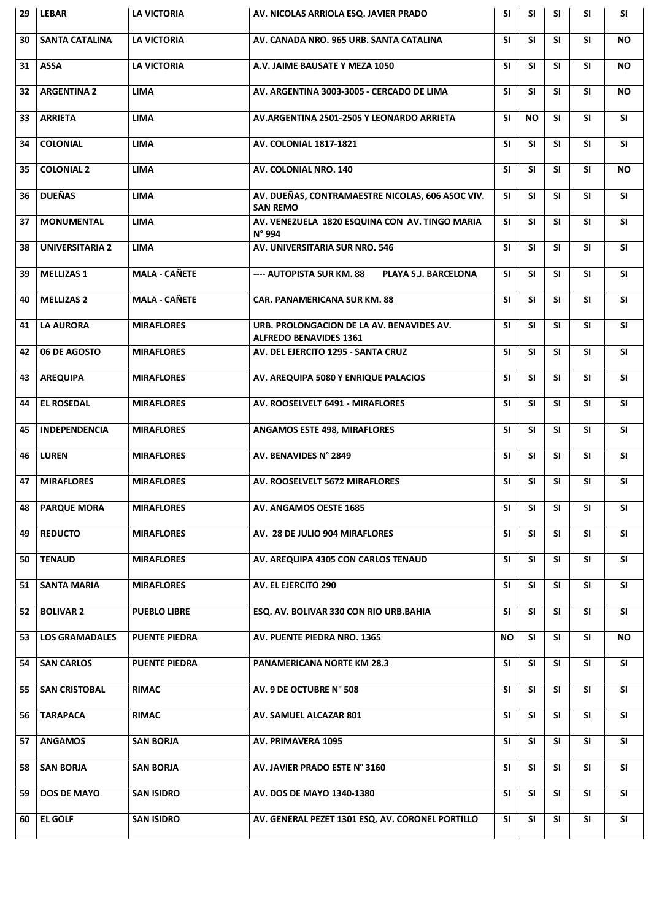| 29 | LEBAR | LA VICTORIA | AV. NICOLAS ARRIOLA ESQ. JAVIER PRADO | SI | SI | SI | SI | SI |
|---|---|---|---|---|---|---|---|---|
| 30 | SANTA CATALINA | LA VICTORIA | AV. CANADA NRO. 965 URB. SANTA CATALINA | SI | SI | SI | SI | NO |
| 31 | ASSA | LA VICTORIA | A.V. JAIME BAUSATE Y MEZA 1050 | SI | SI | SI | SI | NO |
| 32 | ARGENTINA 2 | LIMA | AV. ARGENTINA 3003-3005 - CERCADO DE LIMA | SI | SI | SI | SI | NO |
| 33 | ARRIETA | LIMA | AV.ARGENTINA 2501-2505 Y LEONARDO ARRIETA | SI | NO | SI | SI | SI |
| 34 | COLONIAL | LIMA | AV. COLONIAL 1817-1821 | SI | SI | SI | SI | SI |
| 35 | COLONIAL 2 | LIMA | AV. COLONIAL NRO. 140 | SI | SI | SI | SI | NO |
| 36 | DUEÑAS | LIMA | AV. DUEÑAS, CONTRAMAESTRE NICOLAS, 606 ASOC VIV. SAN REMO | SI | SI | SI | SI | SI |
| 37 | MONUMENTAL | LIMA | AV. VENEZUELA 1820 ESQUINA CON AV. TINGO MARIA N° 994 | SI | SI | SI | SI | SI |
| 38 | UNIVERSITARIA 2 | LIMA | AV. UNIVERSITARIA SUR NRO. 546 | SI | SI | SI | SI | SI |
| 39 | MELLIZAS 1 | MALA - CAÑETE | ---- AUTOPISTA SUR KM. 88 PLAYA S.J. BARCELONA | SI | SI | SI | SI | SI |
| 40 | MELLIZAS 2 | MALA - CAÑETE | CAR. PANAMERICANA SUR KM. 88 | SI | SI | SI | SI | SI |
| 41 | LA AURORA | MIRAFLORES | URB. PROLONGACION DE LA AV. BENAVIDES AV. ALFREDO BENAVIDES 1361 | SI | SI | SI | SI | SI |
| 42 | 06 DE AGOSTO | MIRAFLORES | AV. DEL EJERCITO 1295 - SANTA CRUZ | SI | SI | SI | SI | SI |
| 43 | AREQUIPA | MIRAFLORES | AV. AREQUIPA 5080 Y ENRIQUE PALACIOS | SI | SI | SI | SI | SI |
| 44 | EL ROSEDAL | MIRAFLORES | AV. ROOSELVELT 6491 - MIRAFLORES | SI | SI | SI | SI | SI |
| 45 | INDEPENDENCIA | MIRAFLORES | ANGAMOS ESTE 498, MIRAFLORES | SI | SI | SI | SI | SI |
| 46 | LUREN | MIRAFLORES | AV. BENAVIDES N° 2849 | SI | SI | SI | SI | SI |
| 47 | MIRAFLORES | MIRAFLORES | AV. ROOSELVELT 5672 MIRAFLORES | SI | SI | SI | SI | SI |
| 48 | PARQUE MORA | MIRAFLORES | AV. ANGAMOS OESTE 1685 | SI | SI | SI | SI | SI |
| 49 | REDUCTO | MIRAFLORES | AV. 28 DE JULIO 904 MIRAFLORES | SI | SI | SI | SI | SI |
| 50 | TENAUD | MIRAFLORES | AV. AREQUIPA 4305 CON CARLOS TENAUD | SI | SI | SI | SI | SI |
| 51 | SANTA MARIA | MIRAFLORES | AV. EL EJERCITO 290 | SI | SI | SI | SI | SI |
| 52 | BOLIVAR 2 | PUEBLO LIBRE | ESQ. AV. BOLIVAR 330 CON RIO URB.BAHIA | SI | SI | SI | SI | SI |
| 53 | LOS GRAMADALES | PUENTE PIEDRA | AV. PUENTE PIEDRA NRO. 1365 | NO | SI | SI | SI | NO |
| 54 | SAN CARLOS | PUENTE PIEDRA | PANAMERICANA NORTE KM 28.3 | SI | SI | SI | SI | SI |
| 55 | SAN CRISTOBAL | RIMAC | AV. 9 DE OCTUBRE N° 508 | SI | SI | SI | SI | SI |
| 56 | TARAPACA | RIMAC | AV. SAMUEL ALCAZAR 801 | SI | SI | SI | SI | SI |
| 57 | ANGAMOS | SAN BORJA | AV. PRIMAVERA 1095 | SI | SI | SI | SI | SI |
| 58 | SAN BORJA | SAN BORJA | AV. JAVIER PRADO ESTE N° 3160 | SI | SI | SI | SI | SI |
| 59 | DOS DE MAYO | SAN ISIDRO | AV. DOS DE MAYO 1340-1380 | SI | SI | SI | SI | SI |
| 60 | EL GOLF | SAN ISIDRO | AV. GENERAL PEZET 1301 ESQ. AV. CORONEL PORTILLO | SI | SI | SI | SI | SI |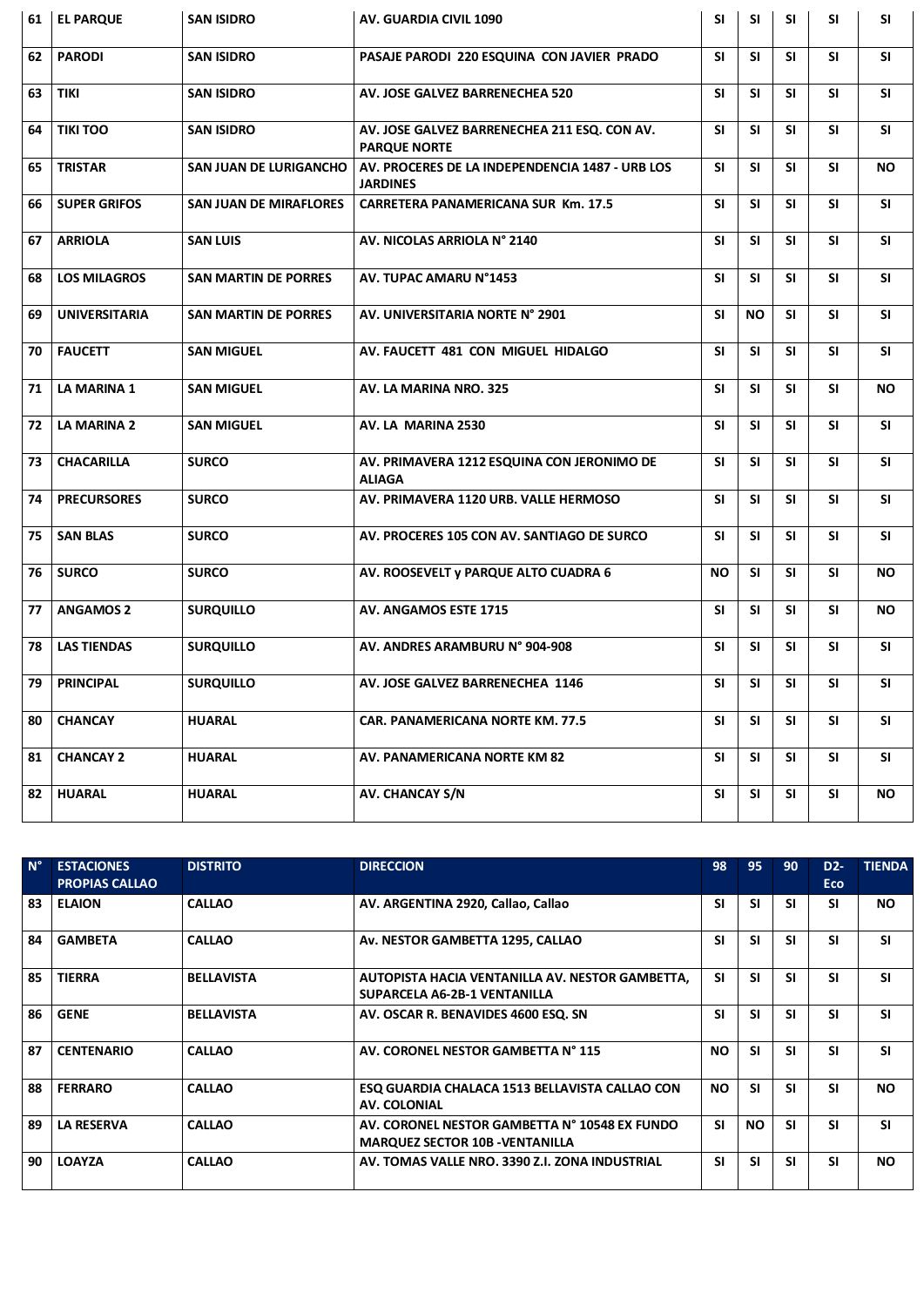| 61 | EL PARQUE | SAN ISIDRO | AV. GUARDIA CIVIL 1090 | SI | SI | SI | SI | SI |
|---|---|---|---|---|---|---|---|---|
| 62 | PARODI | SAN ISIDRO | PASAJE PARODI 220 ESQUINA CON JAVIER PRADO | SI | SI | SI | SI | SI |
| 63 | TIKI | SAN ISIDRO | AV. JOSE GALVEZ BARRENECHEA 520 | SI | SI | SI | SI | SI |
| 64 | TIKI TOO | SAN ISIDRO | AV. JOSE GALVEZ BARRENECHEA 211 ESQ. CON AV. PARQUE NORTE | SI | SI | SI | SI | SI |
| 65 | TRISTAR | SAN JUAN DE LURIGANCHO | AV. PROCERES DE LA INDEPENDENCIA 1487 - URB LOS JARDINES | SI | SI | SI | SI | NO |
| 66 | SUPER GRIFOS | SAN JUAN DE MIRAFLORES | CARRETERA PANAMERICANA SUR Km. 17.5 | SI | SI | SI | SI | SI |
| 67 | ARRIOLA | SAN LUIS | AV. NICOLAS ARRIOLA N° 2140 | SI | SI | SI | SI | SI |
| 68 | LOS MILAGROS | SAN MARTIN DE PORRES | AV. TUPAC AMARU N°1453 | SI | SI | SI | SI | SI |
| 69 | UNIVERSITARIA | SAN MARTIN DE PORRES | AV. UNIVERSITARIA NORTE N° 2901 | SI | NO | SI | SI | SI |
| 70 | FAUCETT | SAN MIGUEL | AV. FAUCETT 481 CON MIGUEL HIDALGO | SI | SI | SI | SI | SI |
| 71 | LA MARINA 1 | SAN MIGUEL | AV. LA MARINA NRO. 325 | SI | SI | SI | SI | NO |
| 72 | LA MARINA 2 | SAN MIGUEL | AV. LA MARINA 2530 | SI | SI | SI | SI | SI |
| 73 | CHACARILLA | SURCO | AV. PRIMAVERA 1212 ESQUINA CON JERONIMO DE ALIAGA | SI | SI | SI | SI | SI |
| 74 | PRECURSORES | SURCO | AV. PRIMAVERA 1120 URB. VALLE HERMOSO | SI | SI | SI | SI | SI |
| 75 | SAN BLAS | SURCO | AV. PROCERES 105 CON AV. SANTIAGO DE SURCO | SI | SI | SI | SI | SI |
| 76 | SURCO | SURCO | AV. ROOSEVELT y PARQUE ALTO CUADRA 6 | NO | SI | SI | SI | NO |
| 77 | ANGAMOS 2 | SURQUILLO | AV. ANGAMOS ESTE 1715 | SI | SI | SI | SI | NO |
| 78 | LAS TIENDAS | SURQUILLO | AV. ANDRES ARAMBURU N° 904-908 | SI | SI | SI | SI | SI |
| 79 | PRINCIPAL | SURQUILLO | AV. JOSE GALVEZ BARRENECHEA 1146 | SI | SI | SI | SI | SI |
| 80 | CHANCAY | HUARAL | CAR. PANAMERICANA NORTE KM. 77.5 | SI | SI | SI | SI | SI |
| 81 | CHANCAY 2 | HUARAL | AV. PANAMERICANA NORTE KM 82 | SI | SI | SI | SI | SI |
| 82 | HUARAL | HUARAL | AV. CHANCAY S/N | SI | SI | SI | SI | NO |

| N° | ESTACIONES PROPIAS CALLAO | DISTRITO | DIRECCION | 98 | 95 | 90 | D2-Eco | TIENDA |
|---|---|---|---|---|---|---|---|---|
| 83 | ELAION | CALLAO | AV. ARGENTINA 2920, Callao, Callao | SI | SI | SI | SI | NO |
| 84 | GAMBETA | CALLAO | Av. NESTOR GAMBETTA 1295, CALLAO | SI | SI | SI | SI | SI |
| 85 | TIERRA | BELLAVISTA | AUTOPISTA HACIA VENTANILLA AV. NESTOR GAMBETTA, SUPARCELA A6-2B-1 VENTANILLA | SI | SI | SI | SI | SI |
| 86 | GENE | BELLAVISTA | AV. OSCAR R. BENAVIDES 4600 ESQ. SN | SI | SI | SI | SI | SI |
| 87 | CENTENARIO | CALLAO | AV. CORONEL NESTOR GAMBETTA N° 115 | NO | SI | SI | SI | SI |
| 88 | FERRARO | CALLAO | ESQ GUARDIA CHALACA 1513 BELLAVISTA CALLAO CON AV. COLONIAL | NO | SI | SI | SI | NO |
| 89 | LA RESERVA | CALLAO | AV. CORONEL NESTOR GAMBETTA N° 10548 EX FUNDO MARQUEZ SECTOR 10B -VENTANILLA | SI | NO | SI | SI | SI |
| 90 | LOAYZA | CALLAO | AV. TOMAS VALLE NRO. 3390 Z.I. ZONA INDUSTRIAL | SI | SI | SI | SI | NO |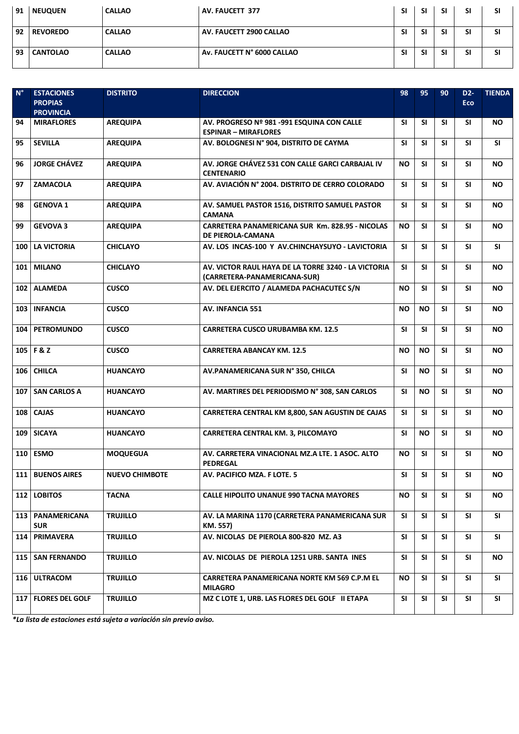| | | | | | | | | |
|---|---|---|---|---|---|---|---|---|
| 91 | NEUQUEN | CALLAO | AV. FAUCETT 377 | SI | SI | SI | SI | SI |
| 92 | REVOREDO | CALLAO | AV. FAUCETT 2900 CALLAO | SI | SI | SI | SI | SI |
| 93 | CANTOLAO | CALLAO | Av. FAUCETT N° 6000 CALLAO | SI | SI | SI | SI | SI |

| N° | ESTACIONES PROPIAS PROVINCIA | DISTRITO | DIRECCION | 98 | 95 | 90 | D2-Eco | TIENDA |
|---|---|---|---|---|---|---|---|---|
| 94 | MIRAFLORES | AREQUIPA | AV. PROGRESO Nº 981 -991 ESQUINA CON CALLE ESPINAR – MIRAFLORES | SI | SI | SI | SI | NO |
| 95 | SEVILLA | AREQUIPA | AV. BOLOGNESI N° 904, DISTRITO DE CAYMA | SI | SI | SI | SI | SI |
| 96 | JORGE CHÁVEZ | AREQUIPA | AV. JORGE CHÁVEZ 531 CON CALLE GARCI CARBAJAL IV CENTENARIO | NO | SI | SI | SI | NO |
| 97 | ZAMACOLA | AREQUIPA | AV. AVIACIÓN N° 2004. DISTRITO DE CERRO COLORADO | SI | SI | SI | SI | NO |
| 98 | GENOVA 1 | AREQUIPA | AV. SAMUEL PASTOR 1516, DISTRITO SAMUEL PASTOR CAMANA | SI | SI | SI | SI | NO |
| 99 | GEVOVA 3 | AREQUIPA | CARRETERA PANAMERICANA SUR Km. 828.95 - NICOLAS DE PIEROLA-CAMANA | NO | SI | SI | SI | NO |
| 100 | LA VICTORIA | CHICLAYO | AV. LOS INCAS-100 Y AV.CHINCHAYSUYO - LAVICTORIA | SI | SI | SI | SI | SI |
| 101 | MILANO | CHICLAYO | AV. VICTOR RAUL HAYA DE LA TORRE 3240 - LA VICTORIA (CARRETERA-PANAMERICANA-SUR) | SI | SI | SI | SI | NO |
| 102 | ALAMEDA | CUSCO | AV. DEL EJERCITO / ALAMEDA PACHACUTEC S/N | NO | SI | SI | SI | NO |
| 103 | INFANCIA | CUSCO | AV. INFANCIA 551 | NO | NO | SI | SI | NO |
| 104 | PETROMUNDO | CUSCO | CARRETERA CUSCO URUBAMBA KM. 12.5 | SI | SI | SI | SI | NO |
| 105 | F & Z | CUSCO | CARRETERA ABANCAY KM. 12.5 | NO | NO | SI | SI | NO |
| 106 | CHILCA | HUANCAYO | AV.PANAMERICANA SUR N° 350, CHILCA | SI | NO | SI | SI | NO |
| 107 | SAN CARLOS A | HUANCAYO | AV. MARTIRES DEL PERIODISMO N° 308, SAN CARLOS | SI | NO | SI | SI | NO |
| 108 | CAJAS | HUANCAYO | CARRETERA CENTRAL KM 8,800, SAN AGUSTIN DE CAJAS | SI | SI | SI | SI | NO |
| 109 | SICAYA | HUANCAYO | CARRETERA CENTRAL KM. 3, PILCOMAYO | SI | NO | SI | SI | NO |
| 110 | ESMO | MOQUEGUA | AV. CARRETERA VINACIONAL MZ.A LTE. 1 ASOC. ALTO PEDREGAL | NO | SI | SI | SI | NO |
| 111 | BUENOS AIRES | NUEVO CHIMBOTE | AV. PACIFICO MZA. F LOTE. 5 | SI | SI | SI | SI | NO |
| 112 | LOBITOS | TACNA | CALLE HIPOLITO UNANUE 990 TACNA MAYORES | NO | SI | SI | SI | NO |
| 113 | PANAMERICANA SUR | TRUJILLO | AV. LA MARINA 1170 (CARRETERA PANAMERICANA SUR KM. 557) | SI | SI | SI | SI | SI |
| 114 | PRIMAVERA | TRUJILLO | AV. NICOLAS DE PIEROLA 800-820 MZ. A3 | SI | SI | SI | SI | SI |
| 115 | SAN FERNANDO | TRUJILLO | AV. NICOLAS DE PIEROLA 1251 URB. SANTA INES | SI | SI | SI | SI | NO |
| 116 | ULTRACOM | TRUJILLO | CARRETERA PANAMERICANA NORTE KM 569 C.P.M EL MILAGRO | NO | SI | SI | SI | SI |
| 117 | FLORES DEL GOLF | TRUJILLO | MZ C LOTE 1, URB. LAS FLORES DEL GOLF II ETAPA | SI | SI | SI | SI | SI |

***La lista de estaciones está sujeta a variación sin previo aviso.***